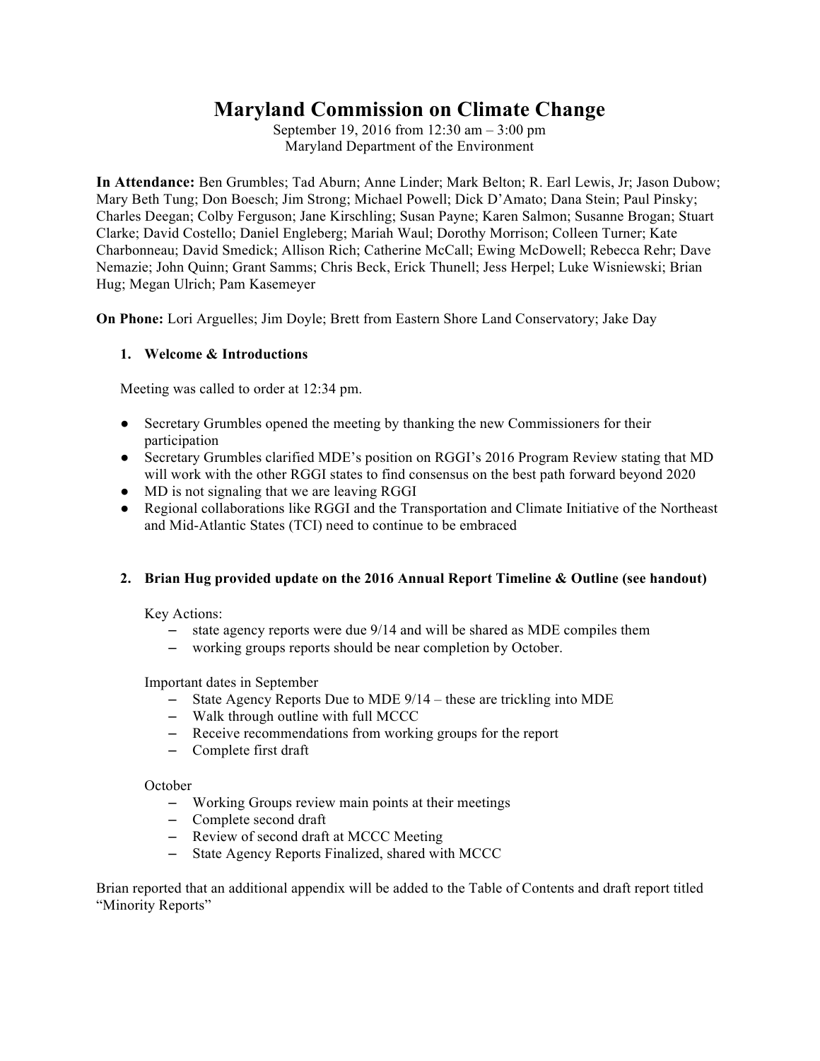# Maryland Commission on Climate Change

September 19, 2016 from 12:30 am – 3:00 pm
Maryland Department of the Environment

**In Attendance:** Ben Grumbles; Tad Aburn; Anne Linder; Mark Belton; R. Earl Lewis, Jr; Jason Dubow; Mary Beth Tung; Don Boesch; Jim Strong; Michael Powell; Dick D'Amato; Dana Stein; Paul Pinsky; Charles Deegan; Colby Ferguson; Jane Kirschling; Susan Payne; Karen Salmon; Susanne Brogan; Stuart Clarke; David Costello; Daniel Engleberg; Mariah Waul; Dorothy Morrison; Colleen Turner; Kate Charbonneau; David Smedick; Allison Rich; Catherine McCall; Ewing McDowell; Rebecca Rehr; Dave Nemazie; John Quinn; Grant Samms; Chris Beck, Erick Thunell; Jess Herpel; Luke Wisniewski; Brian Hug; Megan Ulrich; Pam Kasemeyer

**On Phone:** Lori Arguelles; Jim Doyle; Brett from Eastern Shore Land Conservatory; Jake Day

1. **Welcome & Introductions**

   Meeting was called to order at 12:34 pm.

- Secretary Grumbles opened the meeting by thanking the new Commissioners for their participation
- Secretary Grumbles clarified MDE's position on RGGI's 2016 Program Review stating that MD will work with the other RGGI states to find consensus on the best path forward beyond 2020
- MD is not signaling that we are leaving RGGI
- Regional collaborations like RGGI and the Transportation and Climate Initiative of the Northeast and Mid-Atlantic States (TCI) need to continue to be embraced

2. **Brian Hug provided update on the 2016 Annual Report Timeline & Outline (see handout)**

   Key Actions:
   - state agency reports were due 9/14 and will be shared as MDE compiles them
   - working groups reports should be near completion by October.

   Important dates in September
   - State Agency Reports Due to MDE 9/14 – these are trickling into MDE
   - Walk through outline with full MCCC
   - Receive recommendations from working groups for the report
   - Complete first draft

   October
   - Working Groups review main points at their meetings
   - Complete second draft
   - Review of second draft at MCCC Meeting
   - State Agency Reports Finalized, shared with MCCC

Brian reported that an additional appendix will be added to the Table of Contents and draft report titled "Minority Reports"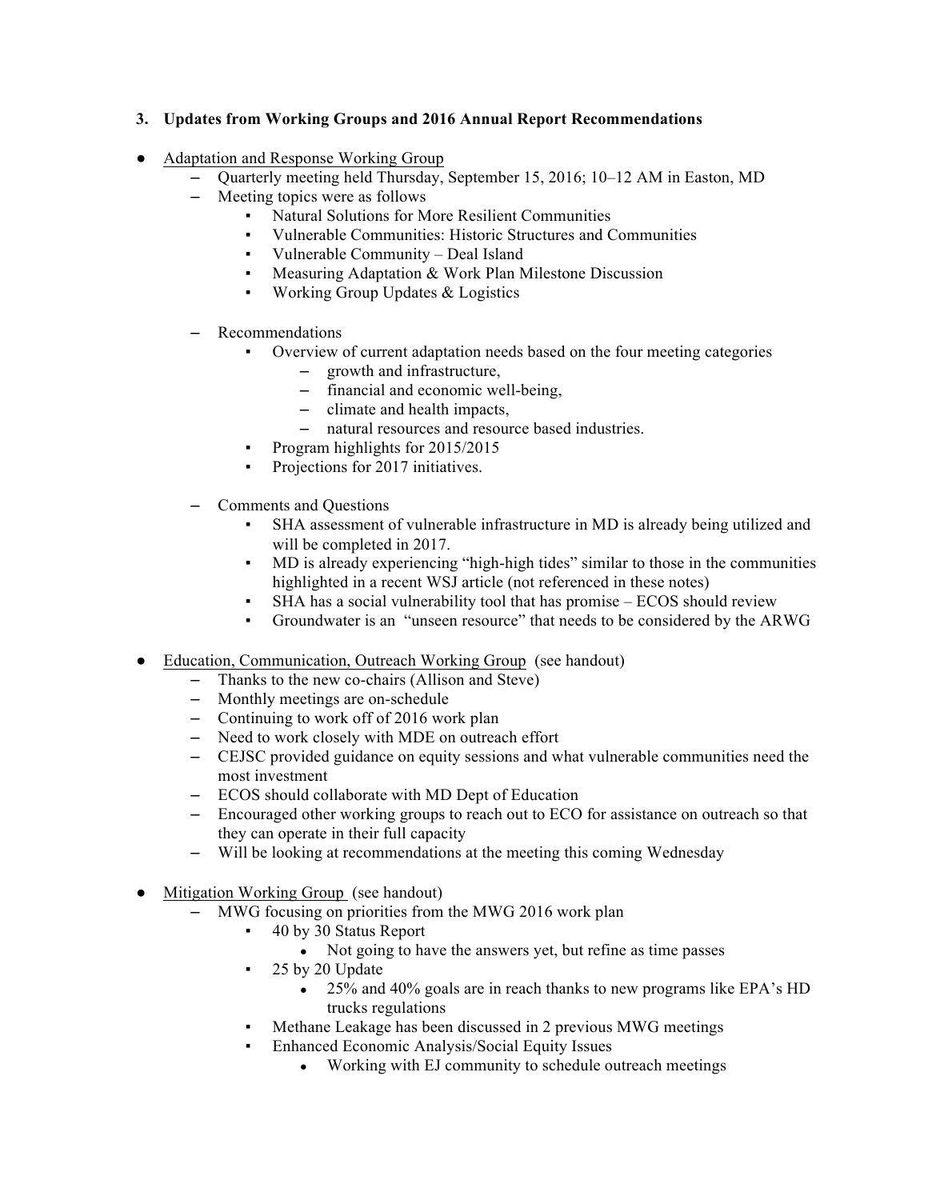**3. Updates from Working Groups and 2016 Annual Report Recommendations**

- Adaptation and Response Working Group
  - Quarterly meeting held Thursday, September 15, 2016; 10–12 AM in Easton, MD
  - Meeting topics were as follows
    - Natural Solutions for More Resilient Communities
    - Vulnerable Communities: Historic Structures and Communities
    - Vulnerable Community – Deal Island
    - Measuring Adaptation & Work Plan Milestone Discussion
    - Working Group Updates & Logistics

  - Recommendations
    - Overview of current adaptation needs based on the four meeting categories
      - growth and infrastructure,
      - financial and economic well-being,
      - climate and health impacts,
      - natural resources and resource based industries.
    - Program highlights for 2015/2015
    - Projections for 2017 initiatives.

  - Comments and Questions
    - SHA assessment of vulnerable infrastructure in MD is already being utilized and will be completed in 2017.
    - MD is already experiencing "high-high tides" similar to those in the communities highlighted in a recent WSJ article (not referenced in these notes)
    - SHA has a social vulnerability tool that has promise – ECOS should review
    - Groundwater is an "unseen resource" that needs to be considered by the ARWG

- Education, Communication, Outreach Working Group (see handout)
  - Thanks to the new co-chairs (Allison and Steve)
  - Monthly meetings are on-schedule
  - Continuing to work off of 2016 work plan
  - Need to work closely with MDE on outreach effort
  - CEJSC provided guidance on equity sessions and what vulnerable communities need the most investment
  - ECOS should collaborate with MD Dept of Education
  - Encouraged other working groups to reach out to ECO for assistance on outreach so that they can operate in their full capacity
  - Will be looking at recommendations at the meeting this coming Wednesday

- Mitigation Working Group (see handout)
  - MWG focusing on priorities from the MWG 2016 work plan
    - 40 by 30 Status Report
      - Not going to have the answers yet, but refine as time passes
    - 25 by 20 Update
      - 25% and 40% goals are in reach thanks to new programs like EPA's HD trucks regulations
    - Methane Leakage has been discussed in 2 previous MWG meetings
    - Enhanced Economic Analysis/Social Equity Issues
      - Working with EJ community to schedule outreach meetings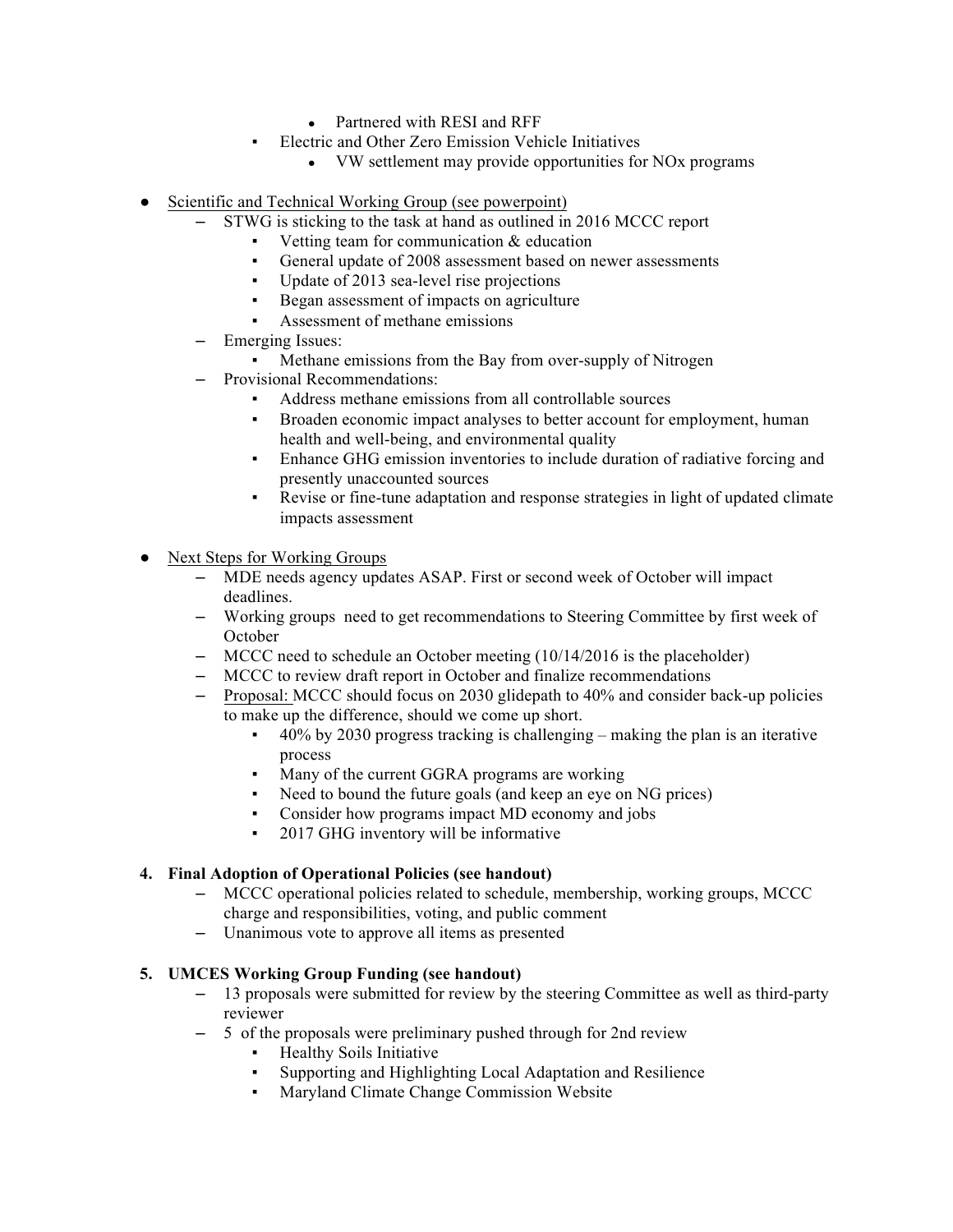- Partnered with RESI and RFF
        - Electric and Other Zero Emission Vehicle Initiatives
            - VW settlement may provide opportunities for NOx programs

- Scientific and Technical Working Group (see powerpoint)
    - STWG is sticking to the task at hand as outlined in 2016 MCCC report
        - Vetting team for communication & education
        - General update of 2008 assessment based on newer assessments
        - Update of 2013 sea-level rise projections
        - Began assessment of impacts on agriculture
        - Assessment of methane emissions
    - Emerging Issues:
        - Methane emissions from the Bay from over-supply of Nitrogen
    - Provisional Recommendations:
        - Address methane emissions from all controllable sources
        - Broaden economic impact analyses to better account for employment, human health and well-being, and environmental quality
        - Enhance GHG emission inventories to include duration of radiative forcing and presently unaccounted sources
        - Revise or fine-tune adaptation and response strategies in light of updated climate impacts assessment

- Next Steps for Working Groups
    - MDE needs agency updates ASAP. First or second week of October will impact deadlines.
    - Working groups need to get recommendations to Steering Committee by first week of October
    - MCCC need to schedule an October meeting (10/14/2016 is the placeholder)
    - MCCC to review draft report in October and finalize recommendations
    - Proposal: MCCC should focus on 2030 glidepath to 40% and consider back-up policies to make up the difference, should we come up short.
        - 40% by 2030 progress tracking is challenging – making the plan is an iterative process
        - Many of the current GGRA programs are working
        - Need to bound the future goals (and keep an eye on NG prices)
        - Consider how programs impact MD economy and jobs
        - 2017 GHG inventory will be informative

**4. Final Adoption of Operational Policies (see handout)**

- MCCC operational policies related to schedule, membership, working groups, MCCC charge and responsibilities, voting, and public comment
- Unanimous vote to approve all items as presented

**5. UMCES Working Group Funding (see handout)**

- 13 proposals were submitted for review by the steering Committee as well as third-party reviewer
- 5 of the proposals were preliminary pushed through for 2nd review
    - Healthy Soils Initiative
    - Supporting and Highlighting Local Adaptation and Resilience
    - Maryland Climate Change Commission Website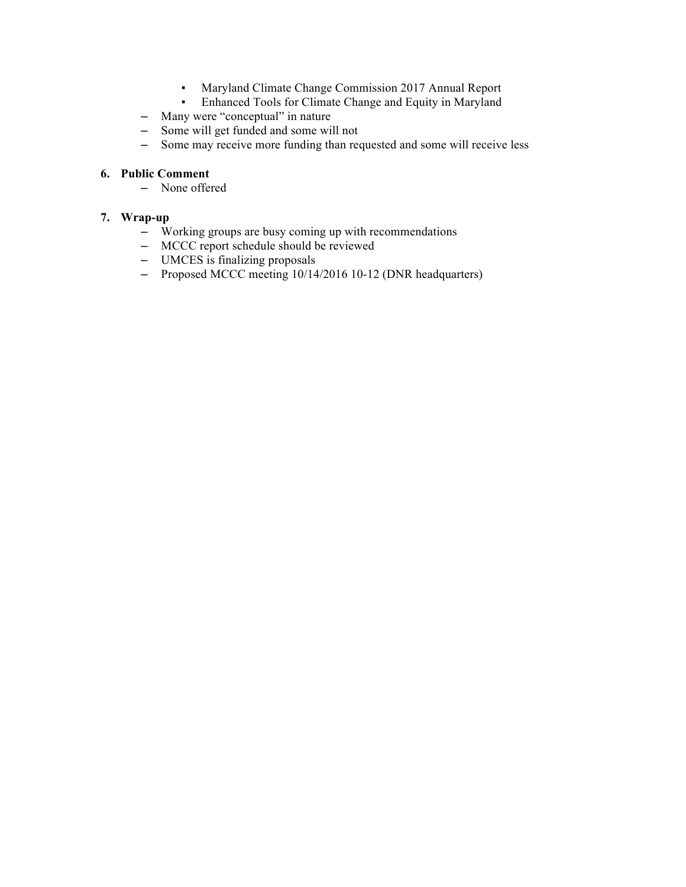- Maryland Climate Change Commission 2017 Annual Report
    - Enhanced Tools for Climate Change and Equity in Maryland
  - Many were "conceptual" in nature
  - Some will get funded and some will not
  - Some may receive more funding than requested and some will receive less

**6. Public Comment**

  - None offered

**7. Wrap-up**

  - Working groups are busy coming up with recommendations
  - MCCC report schedule should be reviewed
  - UMCES is finalizing proposals
  - Proposed MCCC meeting 10/14/2016 10-12 (DNR headquarters)